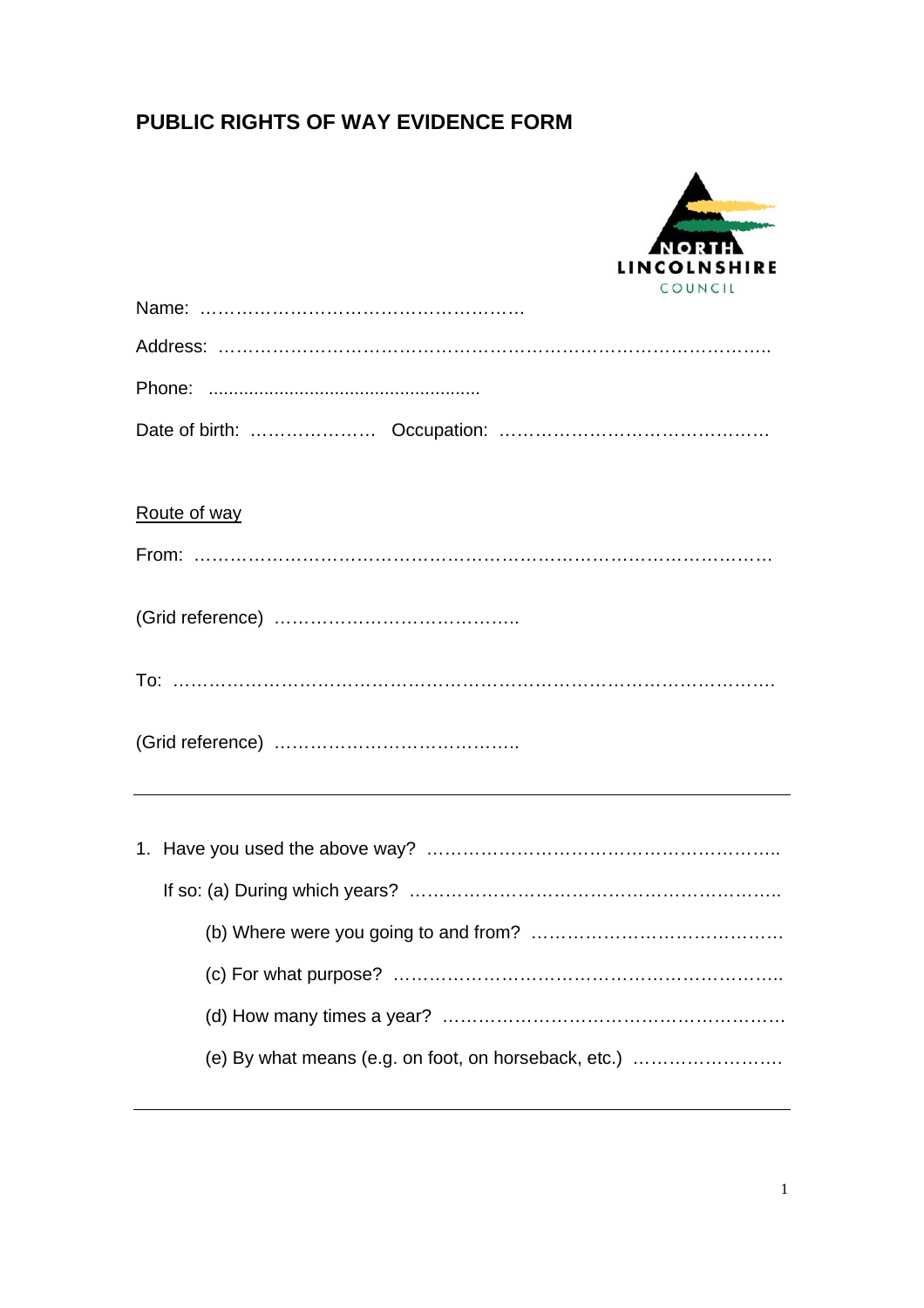# PUBLIC RIGHTS OF WAY EVIDENCE FORM

NORTH LINCOLNSHIRE COUNCIL

Name: ………………………………………………

Address: …………………………………………………………………………………..

Phone: .....................................................

Date of birth: ………………… Occupation: ………………………………………

Route of way

From: ………………………………………………………………………………………

(Grid reference) …………………………………..

To: ……………………………………………………………………………………….

(Grid reference) …………………………………..

---

1. Have you used the above way? …………………………………………………..

   If so: (a) During which years? ……………………………………………………..

   (b) Where were you going to and from? ……………………………………

   (c) For what purpose? ………………………………………………………..

   (d) How many times a year? …………………………………………………

   (e) By what means (e.g. on foot, on horseback, etc.) …………………….

---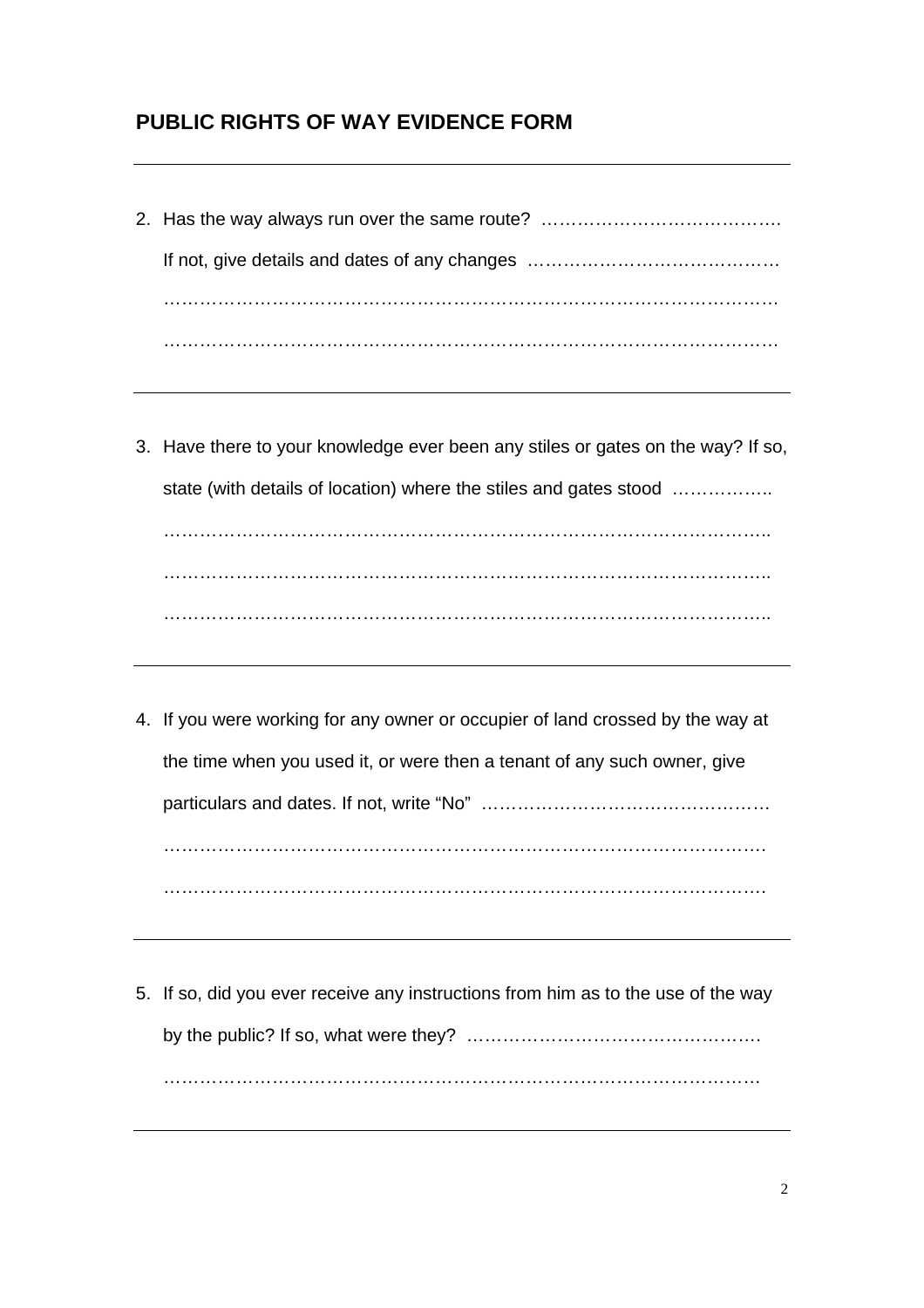## PUBLIC RIGHTS OF WAY EVIDENCE FORM

---

2. Has the way always run over the same route? ………………………………….

   If not, give details and dates of any changes ……………………………………

   ……………………………………………………………………………………….

   ……………………………………………………………………………………….

---

3. Have there to your knowledge ever been any stiles or gates on the way? If so, state (with details of location) where the stiles and gates stood ……………..

   ………………………………………………………………………………………..

   ………………………………………………………………………………………..

   ………………………………………………………………………………………..

---

4. If you were working for any owner or occupier of land crossed by the way at the time when you used it, or were then a tenant of any such owner, give particulars and dates. If not, write "No" …………………………………………

   ……………………………………………………………………………………….

   ……………………………………………………………………………………….

---

5. If so, did you ever receive any instructions from him as to the use of the way by the public? If so, what were they? ………………………………………….

   ……………………………………………………………………………………….

---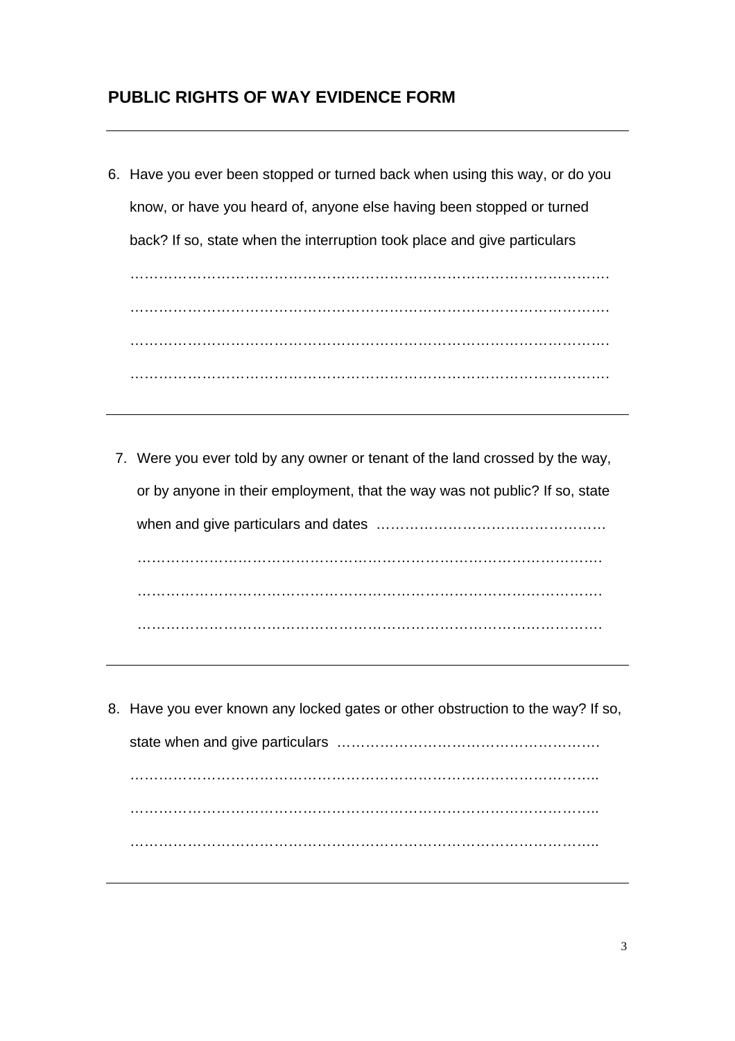## PUBLIC RIGHTS OF WAY EVIDENCE FORM

---

6. Have you ever been stopped or turned back when using this way, or do you know, or have you heard of, anyone else having been stopped or turned back? If so, state when the interruption took place and give particulars

   ……………………………………………………………………………………….

   ……………………………………………………………………………………….

   ……………………………………………………………………………………….

   ……………………………………………………………………………………….

---

7. Were you ever told by any owner or tenant of the land crossed by the way, or by anyone in their employment, that the way was not public? If so, state when and give particulars and dates ……………………………………….

   ……………………………………………………………………………………

   ……………………………………………………………………………………

   ……………………………………………………………………………………

---

8. Have you ever known any locked gates or other obstruction to the way? If so, state when and give particulars ……………………………………………….

   ………………………………………………………………………………………..

   ………………………………………………………………………………………..

   ………………………………………………………………………………………..

---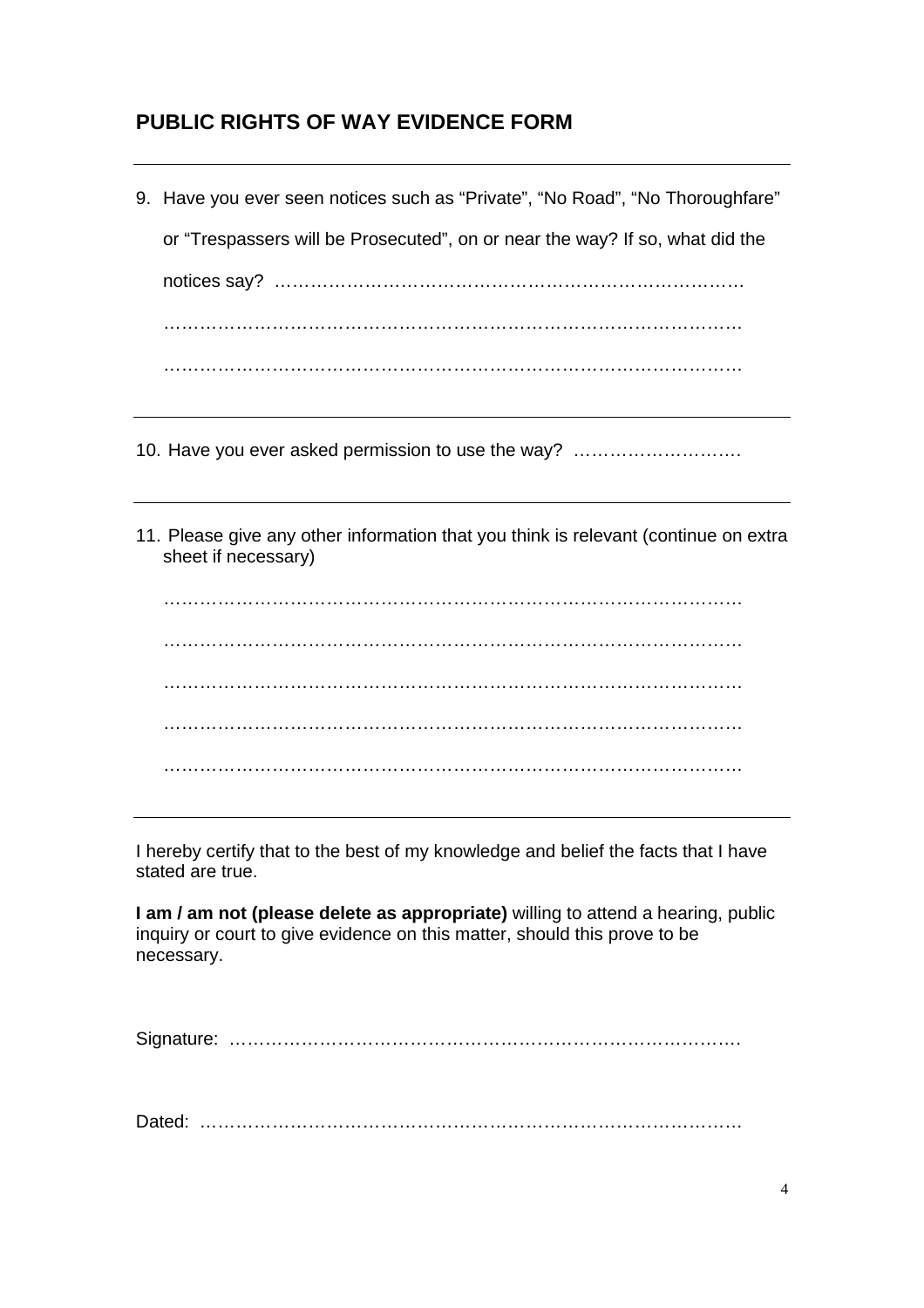## PUBLIC RIGHTS OF WAY EVIDENCE FORM

---

9. Have you ever seen notices such as "Private", "No Road", "No Thoroughfare" or "Trespassers will be Prosecuted", on or near the way? If so, what did the notices say? ……………………………………………………………………

   ……………………………………………………………………………………

   ……………………………………………………………………………………

---

10. Have you ever asked permission to use the way? ……………………….

---

11. Please give any other information that you think is relevant (continue on extra sheet if necessary)

    ……………………………………………………………………………………

    ……………………………………………………………………………………

    ……………………………………………………………………………………

    ……………………………………………………………………………………

    ……………………………………………………………………………………

---

I hereby certify that to the best of my knowledge and belief the facts that I have stated are true.

**I am / am not (please delete as appropriate)** willing to attend a hearing, public inquiry or court to give evidence on this matter, should this prove to be necessary.

Signature: ……………………………………………………………………………

Dated: …………………………………………………………………………………